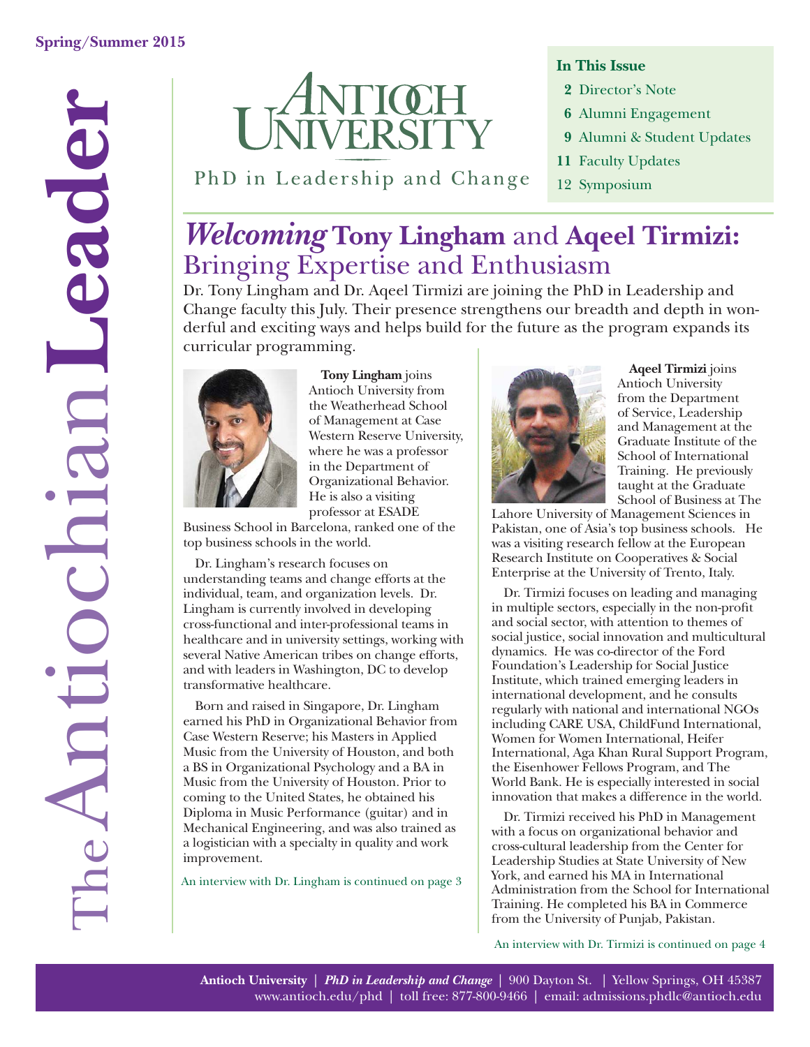Spring/Summer 2015

# The Antiochian Leader

Antioch University

PhD in Leadership and Change

**In This Issue**

- 2 Director's Note
- 6 Alumni Engagement
- 9 Alumni & Student Updates
- 11 Faculty Updates
- 12 Symposium

## *Welcoming* Tony Lingham and Aqeel Tirmizi: Bringing Expertise and Enthusiasm

Dr. Tony Lingham and Dr. Aqeel Tirmizi are joining the PhD in Leadership and Change faculty this July. Their presence strengthens our breadth and depth in wonderful and exciting ways and helps build for the future as the program expands its curricular programming.

**Tony Lingham** joins Antioch University from the Weatherhead School of Management at Case Western Reserve University, where he was a professor in the Department of Organizational Behavior. He is also a visiting professor at ESADE Business School in Barcelona, ranked one of the top business schools in the world.

Dr. Lingham's research focuses on understanding teams and change efforts at the individual, team, and organization levels. Dr. Lingham is currently involved in developing cross-functional and inter-professional teams in healthcare and in university settings, working with several Native American tribes on change efforts, and with leaders in Washington, DC to develop transformative healthcare.

Born and raised in Singapore, Dr. Lingham earned his PhD in Organizational Behavior from Case Western Reserve; his Masters in Applied Music from the University of Houston, and both a BS in Organizational Psychology and a BA in Music from the University of Houston. Prior to coming to the United States, he obtained his Diploma in Music Performance (guitar) and in Mechanical Engineering, and was also trained as a logistician with a specialty in quality and work improvement.

An interview with Dr. Lingham is continued on page 3

**Aqeel Tirmizi** joins Antioch University from the Department of Service, Leadership and Management at the Graduate Institute of the School of International Training. He previously taught at the Graduate School of Business at The Lahore University of Management Sciences in Pakistan, one of Asia's top business schools. He was a visiting research fellow at the European Research Institute on Cooperatives & Social Enterprise at the University of Trento, Italy.

Dr. Tirmizi focuses on leading and managing in multiple sectors, especially in the non-profit and social sector, with attention to themes of social justice, social innovation and multicultural dynamics. He was co-director of the Ford Foundation's Leadership for Social Justice Institute, which trained emerging leaders in international development, and he consults regularly with national and international NGOs including CARE USA, ChildFund International, Women for Women International, Heifer International, Aga Khan Rural Support Program, the Eisenhower Fellows Program, and The World Bank. He is especially interested in social innovation that makes a difference in the world.

Dr. Tirmizi received his PhD in Management with a focus on organizational behavior and cross-cultural leadership from the Center for Leadership Studies at State University of New York, and earned his MA in International Administration from the School for International Training. He completed his BA in Commerce from the University of Punjab, Pakistan.

An interview with Dr. Tirmizi is continued on page 4

**Antioch University** | ***PhD in Leadership and Change*** | 900 Dayton St. | Yellow Springs, OH 45387
www.antioch.edu/phd | toll free: 877-800-9466 | email: admissions.phdlc@antioch.edu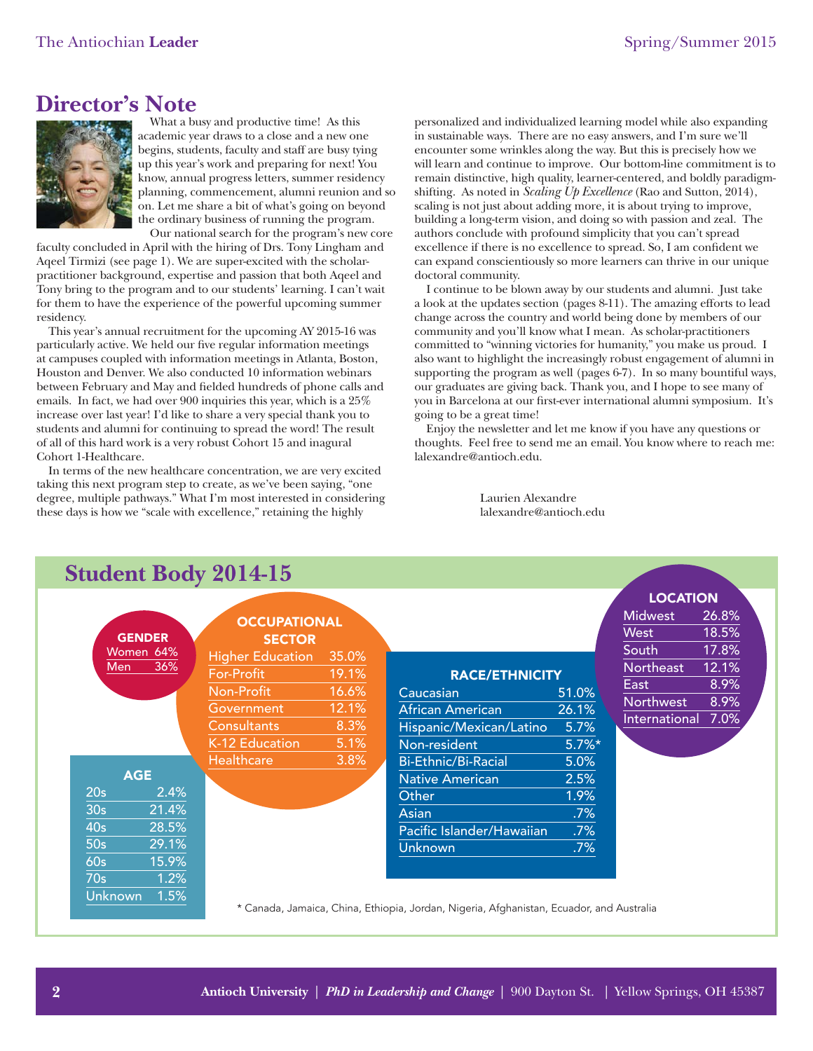## Director's Note

What a busy and productive time! As this academic year draws to a close and a new one begins, students, faculty and staff are busy tying up this year's work and preparing for next! You know, annual progress letters, summer residency planning, commencement, alumni reunion and so on. Let me share a bit of what's going on beyond the ordinary business of running the program.

Our national search for the program's new core faculty concluded in April with the hiring of Drs. Tony Lingham and Aqeel Tirmizi (see page 1). We are super-excited with the scholar-practitioner background, expertise and passion that both Aqeel and Tony bring to the program and to our students' learning. I can't wait for them to have the experience of the powerful upcoming summer residency.

This year's annual recruitment for the upcoming AY 2015-16 was particularly active. We held our five regular information meetings at campuses coupled with information meetings in Atlanta, Boston, Houston and Denver. We also conducted 10 information webinars between February and May and fielded hundreds of phone calls and emails. In fact, we had over 900 inquiries this year, which is a 25% increase over last year! I'd like to share a very special thank you to students and alumni for continuing to spread the word! The result of all of this hard work is a very robust Cohort 15 and inagural Cohort 1-Healthcare.

In terms of the new healthcare concentration, we are very excited taking this next program step to create, as we've been saying, "one degree, multiple pathways." What I'm most interested in considering these days is how we "scale with excellence," retaining the highly personalized and individualized learning model while also expanding in sustainable ways. There are no easy answers, and I'm sure we'll encounter some wrinkles along the way. But this is precisely how we will learn and continue to improve. Our bottom-line commitment is to remain distinctive, high quality, learner-centered, and boldly paradigm-shifting. As noted in *Scaling Up Excellence* (Rao and Sutton, 2014), scaling is not just about adding more, it is about trying to improve, building a long-term vision, and doing so with passion and zeal. The authors conclude with profound simplicity that you can't spread excellence if there is no excellence to spread. So, I am confident we can expand conscientiously so more learners can thrive in our unique doctoral community.

I continue to be blown away by our students and alumni. Just take a look at the updates section (pages 8-11). The amazing efforts to lead change across the country and world being done by members of our community and you'll know what I mean. As scholar-practitioners committed to "winning victories for humanity," you make us proud. I also want to highlight the increasingly robust engagement of alumni in supporting the program as well (pages 6-7). In so many bountiful ways, our graduates are giving back. Thank you, and I hope to see many of you in Barcelona at our first-ever international alumni symposium. It's going to be a great time!

Enjoy the newsletter and let me know if you have any questions or thoughts. Feel free to send me an email. You know where to reach me: lalexandre@antioch.edu.

Laurien Alexandre
lalexandre@antioch.edu

## Student Body 2014-15

**GENDER**

| | |
|---|---|
| Women | 64% |
| Men | 36% |

**OCCUPATIONAL SECTOR**

| | |
|---|---|
| Higher Education | 35.0% |
| For-Profit | 19.1% |
| Non-Profit | 16.6% |
| Government | 12.1% |
| Consultants | 8.3% |
| K-12 Education | 5.1% |
| Healthcare | 3.8% |

**AGE**

| | |
|---|---|
| 20s | 2.4% |
| 30s | 21.4% |
| 40s | 28.5% |
| 50s | 29.1% |
| 60s | 15.9% |
| 70s | 1.2% |
| Unknown | 1.5% |

**RACE/ETHNICITY**

| | |
|---|---|
| Caucasian | 51.0% |
| African American | 26.1% |
| Hispanic/Mexican/Latino | 5.7% |
| Non-resident | 5.7%* |
| Bi-Ethnic/Bi-Racial | 5.0% |
| Native American | 2.5% |
| Other | 1.9% |
| Asian | .7% |
| Pacific Islander/Hawaiian | .7% |
| Unknown | .7% |

**LOCATION**

| | |
|---|---|
| Midwest | 26.8% |
| West | 18.5% |
| South | 17.8% |
| Northeast | 12.1% |
| East | 8.9% |
| Northwest | 8.9% |
| International | 7.0% |

\* Canada, Jamaica, China, Ethiopia, Jordan, Nigeria, Afghanistan, Ecuador, and Australia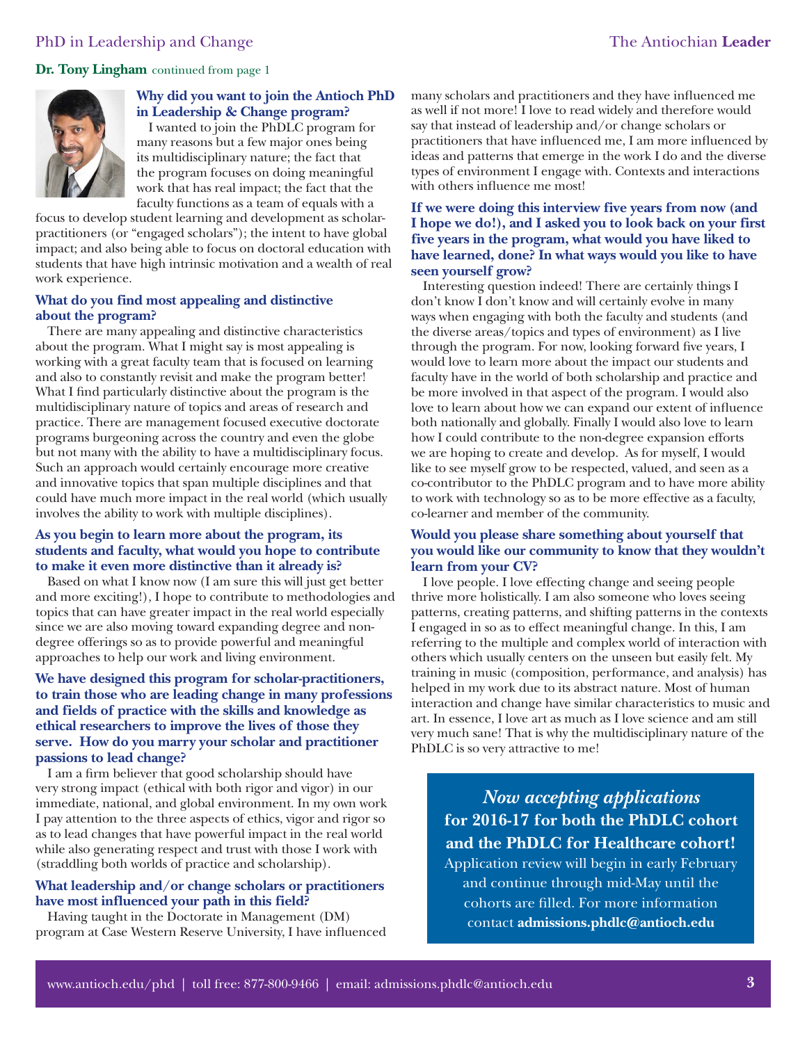**Dr. Tony Lingham** continued from page 1

**Why did you want to join the Antioch PhD in Leadership & Change program?**

I wanted to join the PhDLC program for many reasons but a few major ones being its multidisciplinary nature; the fact that the program focuses on doing meaningful work that has real impact; the fact that the faculty functions as a team of equals with a focus to develop student learning and development as scholar-practitioners (or "engaged scholars"); the intent to have global impact; and also being able to focus on doctoral education with students that have high intrinsic motivation and a wealth of real work experience.

**What do you find most appealing and distinctive about the program?**

There are many appealing and distinctive characteristics about the program. What I might say is most appealing is working with a great faculty team that is focused on learning and also to constantly revisit and make the program better! What I find particularly distinctive about the program is the multidisciplinary nature of topics and areas of research and practice. There are management focused executive doctorate programs burgeoning across the country and even the globe but not many with the ability to have a multidisciplinary focus. Such an approach would certainly encourage more creative and innovative topics that span multiple disciplines and that could have much more impact in the real world (which usually involves the ability to work with multiple disciplines).

**As you begin to learn more about the program, its students and faculty, what would you hope to contribute to make it even more distinctive than it already is?**

Based on what I know now (I am sure this will just get better and more exciting!), I hope to contribute to methodologies and topics that can have greater impact in the real world especially since we are also moving toward expanding degree and non-degree offerings so as to provide powerful and meaningful approaches to help our work and living environment.

**We have designed this program for scholar-practitioners, to train those who are leading change in many professions and fields of practice with the skills and knowledge as ethical researchers to improve the lives of those they serve. How do you marry your scholar and practitioner passions to lead change?**

I am a firm believer that good scholarship should have very strong impact (ethical with both rigor and vigor) in our immediate, national, and global environment. In my own work I pay attention to the three aspects of ethics, vigor and rigor so as to lead changes that have powerful impact in the real world while also generating respect and trust with those I work with (straddling both worlds of practice and scholarship).

**What leadership and/or change scholars or practitioners have most influenced your path in this field?**

Having taught in the Doctorate in Management (DM) program at Case Western Reserve University, I have influenced many scholars and practitioners and they have influenced me as well if not more! I love to read widely and therefore would say that instead of leadership and/or change scholars or practitioners that have influenced me, I am more influenced by ideas and patterns that emerge in the work I do and the diverse types of environment I engage with. Contexts and interactions with others influence me most!

**If we were doing this interview five years from now (and I hope we do!), and I asked you to look back on your first five years in the program, what would you have liked to have learned, done? In what ways would you like to have seen yourself grow?**

Interesting question indeed! There are certainly things I don't know I don't know and will certainly evolve in many ways when engaging with both the faculty and students (and the diverse areas/topics and types of environment) as I live through the program. For now, looking forward five years, I would love to learn more about the impact our students and faculty have in the world of both scholarship and practice and be more involved in that aspect of the program. I would also love to learn about how we can expand our extent of influence both nationally and globally. Finally I would also love to learn how I could contribute to the non-degree expansion efforts we are hoping to create and develop. As for myself, I would like to see myself grow to be respected, valued, and seen as a co-contributor to the PhDLC program and to have more ability to work with technology so as to be more effective as a faculty, co-learner and member of the community.

**Would you please share something about yourself that you would like our community to know that they wouldn't learn from your CV?**

I love people. I love effecting change and seeing people thrive more holistically. I am also someone who loves seeing patterns, creating patterns, and shifting patterns in the contexts I engaged in so as to effect meaningful change. In this, I am referring to the multiple and complex world of interaction with others which usually centers on the unseen but easily felt. My training in music (composition, performance, and analysis) has helped in my work due to its abstract nature. Most of human interaction and change have similar characteristics to music and art. In essence, I love art as much as I love science and am still very much sane! That is why the multidisciplinary nature of the PhDLC is so very attractive to me!

*Now accepting applications*
**for 2016-17 for both the PhDLC cohort and the PhDLC for Healthcare cohort!**
Application review will begin in early February and continue through mid-May until the cohorts are filled. For more information contact **admissions.phdlc@antioch.edu**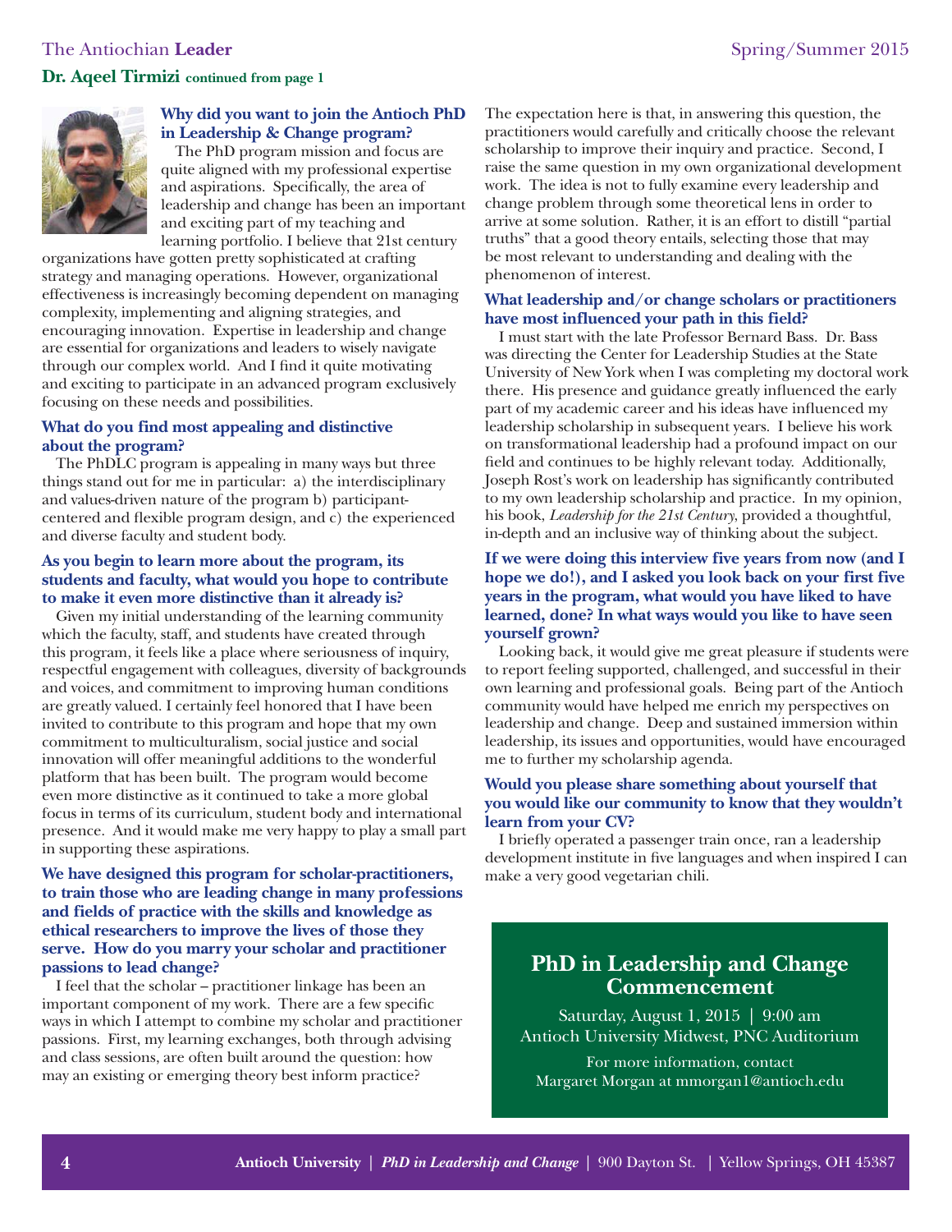**Dr. Aqeel Tirmizi continued from page 1**

### Why did you want to join the Antioch PhD in Leadership & Change program?

The PhD program mission and focus are quite aligned with my professional expertise and aspirations. Specifically, the area of leadership and change has been an important and exciting part of my teaching and learning portfolio. I believe that 21st century organizations have gotten pretty sophisticated at crafting strategy and managing operations. However, organizational effectiveness is increasingly becoming dependent on managing complexity, implementing and aligning strategies, and encouraging innovation. Expertise in leadership and change are essential for organizations and leaders to wisely navigate through our complex world. And I find it quite motivating and exciting to participate in an advanced program exclusively focusing on these needs and possibilities.

### What do you find most appealing and distinctive about the program?

The PhDLC program is appealing in many ways but three things stand out for me in particular: a) the interdisciplinary and values-driven nature of the program b) participant-centered and flexible program design, and c) the experienced and diverse faculty and student body.

### As you begin to learn more about the program, its students and faculty, what would you hope to contribute to make it even more distinctive than it already is?

Given my initial understanding of the learning community which the faculty, staff, and students have created through this program, it feels like a place where seriousness of inquiry, respectful engagement with colleagues, diversity of backgrounds and voices, and commitment to improving human conditions are greatly valued. I certainly feel honored that I have been invited to contribute to this program and hope that my own commitment to multiculturalism, social justice and social innovation will offer meaningful additions to the wonderful platform that has been built. The program would become even more distinctive as it continued to take a more global focus in terms of its curriculum, student body and international presence. And it would make me very happy to play a small part in supporting these aspirations.

### We have designed this program for scholar-practitioners, to train those who are leading change in many professions and fields of practice with the skills and knowledge as ethical researchers to improve the lives of those they serve. How do you marry your scholar and practitioner passions to lead change?

I feel that the scholar – practitioner linkage has been an important component of my work. There are a few specific ways in which I attempt to combine my scholar and practitioner passions. First, my learning exchanges, both through advising and class sessions, are often built around the question: how may an existing or emerging theory best inform practice? The expectation here is that, in answering this question, the practitioners would carefully and critically choose the relevant scholarship to improve their inquiry and practice. Second, I raise the same question in my own organizational development work. The idea is not to fully examine every leadership and change problem through some theoretical lens in order to arrive at some solution. Rather, it is an effort to distill "partial truths" that a good theory entails, selecting those that may be most relevant to understanding and dealing with the phenomenon of interest.

### What leadership and/or change scholars or practitioners have most influenced your path in this field?

I must start with the late Professor Bernard Bass. Dr. Bass was directing the Center for Leadership Studies at the State University of New York when I was completing my doctoral work there. His presence and guidance greatly influenced the early part of my academic career and his ideas have influenced my leadership scholarship in subsequent years. I believe his work on transformational leadership had a profound impact on our field and continues to be highly relevant today. Additionally, Joseph Rost's work on leadership has significantly contributed to my own leadership scholarship and practice. In my opinion, his book, *Leadership for the 21st Century*, provided a thoughtful, in-depth and an inclusive way of thinking about the subject.

### If we were doing this interview five years from now (and I hope we do!), and I asked you look back on your first five years in the program, what would you have liked to have learned, done? In what ways would you like to have seen yourself grown?

Looking back, it would give me great pleasure if students were to report feeling supported, challenged, and successful in their own learning and professional goals. Being part of the Antioch community would have helped me enrich my perspectives on leadership and change. Deep and sustained immersion within leadership, its issues and opportunities, would have encouraged me to further my scholarship agenda.

### Would you please share something about yourself that you would like our community to know that they wouldn't learn from your CV?

I briefly operated a passenger train once, ran a leadership development institute in five languages and when inspired I can make a very good vegetarian chili.

## PhD in Leadership and Change Commencement

Saturday, August 1, 2015 | 9:00 am
Antioch University Midwest, PNC Auditorium

For more information, contact
Margaret Morgan at mmorgan1@antioch.edu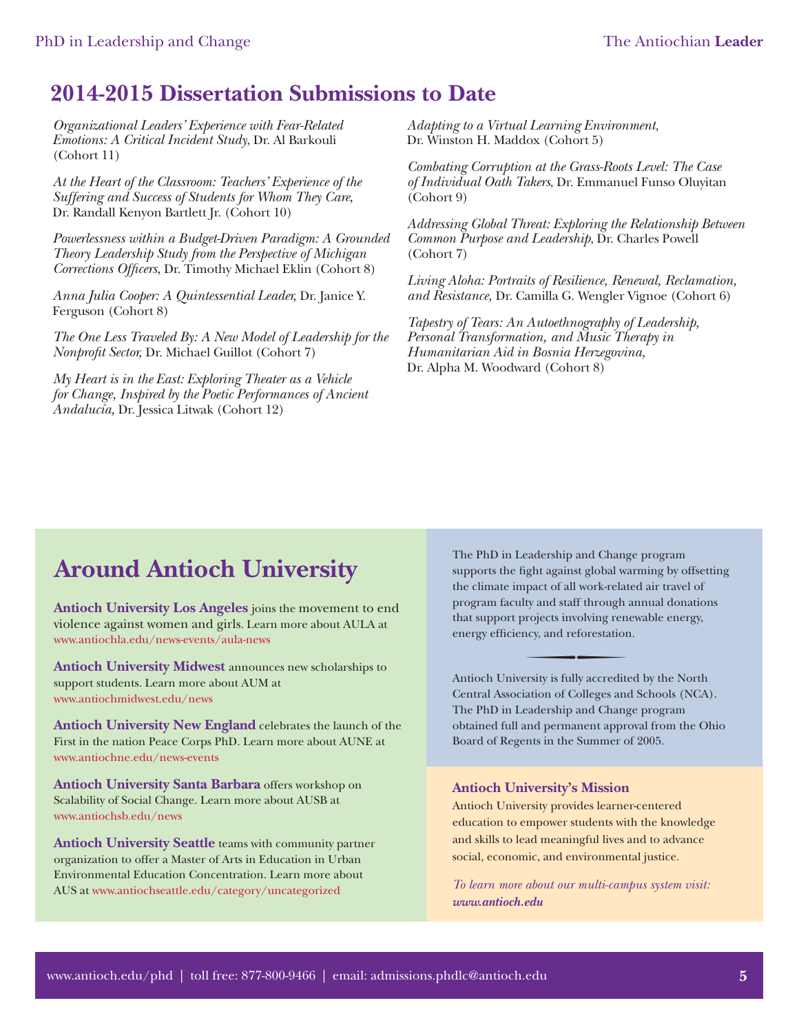## 2014-2015 Dissertation Submissions to Date

*Organizational Leaders' Experience with Fear-Related Emotions: A Critical Incident Study*, Dr. Al Barkouli (Cohort 11)

*At the Heart of the Classroom: Teachers' Experience of the Suffering and Success of Students for Whom They Care*, Dr. Randall Kenyon Bartlett Jr. (Cohort 10)

*Powerlessness within a Budget-Driven Paradigm: A Grounded Theory Leadership Study from the Perspective of Michigan Corrections Officers*, Dr. Timothy Michael Eklin (Cohort 8)

*Anna Julia Cooper: A Quintessential Leader,* Dr. Janice Y. Ferguson (Cohort 8)

*The One Less Traveled By: A New Model of Leadership for the Nonprofit Sector,* Dr. Michael Guillot (Cohort 7)

*My Heart is in the East: Exploring Theater as a Vehicle for Change, Inspired by the Poetic Performances of Ancient Andalucía,* Dr. Jessica Litwak (Cohort 12)

*Adapting to a Virtual Learning Environment,* Dr. Winston H. Maddox (Cohort 5)

*Combating Corruption at the Grass-Roots Level: The Case of Individual Oath Takers*, Dr. Emmanuel Funso Oluyitan (Cohort 9)

*Addressing Global Threat: Exploring the Relationship Between Common Purpose and Leadership*, Dr. Charles Powell (Cohort 7)

*Living Aloha: Portraits of Resilience, Renewal, Reclamation, and Resistance,* Dr. Camilla G. Wengler Vignoe (Cohort 6)

*Tapestry of Tears: An Autoethnography of Leadership, Personal Transformation, and Music Therapy in Humanitarian Aid in Bosnia Herzegovina,* Dr. Alpha M. Woodward (Cohort 8)

## Around Antioch University

**Antioch University Los Angeles** joins the movement to end violence against women and girls. Learn more about AULA at www.antiochla.edu/news-events/aula-news

**Antioch University Midwest** announces new scholarships to support students. Learn more about AUM at www.antiochmidwest.edu/news

**Antioch University New England** celebrates the launch of the First in the nation Peace Corps PhD. Learn more about AUNE at www.antiochne.edu/news-events

**Antioch University Santa Barbara** offers workshop on Scalability of Social Change. Learn more about AUSB at www.antiochsb.edu/news

**Antioch University Seattle** teams with community partner organization to offer a Master of Arts in Education in Urban Environmental Education Concentration. Learn more about AUS at www.antiochseattle.edu/category/uncategorized

The PhD in Leadership and Change program supports the fight against global warming by offsetting the climate impact of all work-related air travel of program faculty and staff through annual donations that support projects involving renewable energy, energy efficiency, and reforestation.

Antioch University is fully accredited by the North Central Association of Colleges and Schools (NCA). The PhD in Leadership and Change program obtained full and permanent approval from the Ohio Board of Regents in the Summer of 2005.

**Antioch University's Mission**

Antioch University provides learner-centered education to empower students with the knowledge and skills to lead meaningful lives and to advance social, economic, and environmental justice.

*To learn more about our multi-campus system visit:* ***www.antioch.edu***

www.antioch.edu/phd | toll free: 877-800-9466 | email: admissions.phdlc@antioch.edu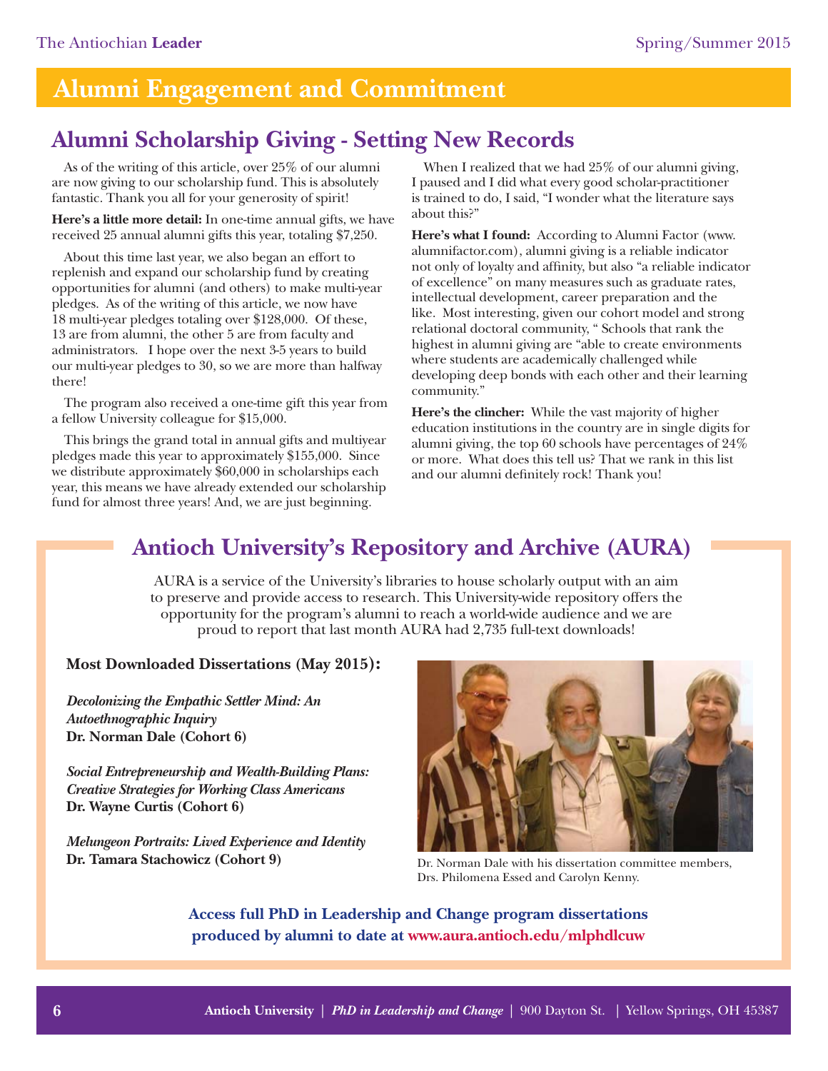# Alumni Engagement and Commitment

## Alumni Scholarship Giving - Setting New Records

As of the writing of this article, over 25% of our alumni are now giving to our scholarship fund. This is absolutely fantastic. Thank you all for your generosity of spirit!

**Here's a little more detail:** In one-time annual gifts, we have received 25 annual alumni gifts this year, totaling $7,250.

About this time last year, we also began an effort to replenish and expand our scholarship fund by creating opportunities for alumni (and others) to make multi-year pledges. As of the writing of this article, we now have 18 multi-year pledges totaling over $128,000. Of these, 13 are from alumni, the other 5 are from faculty and administrators. I hope over the next 3-5 years to build our multi-year pledges to 30, so we are more than halfway there!

The program also received a one-time gift this year from a fellow University colleague for $15,000.

This brings the grand total in annual gifts and multiyear pledges made this year to approximately $155,000. Since we distribute approximately $60,000 in scholarships each year, this means we have already extended our scholarship fund for almost three years! And, we are just beginning.

When I realized that we had 25% of our alumni giving, I paused and I did what every good scholar-practitioner is trained to do, I said, "I wonder what the literature says about this?"

**Here's what I found:** According to Alumni Factor (www.alumnifactor.com), alumni giving is a reliable indicator not only of loyalty and affinity, but also "a reliable indicator of excellence" on many measures such as graduate rates, intellectual development, career preparation and the like. Most interesting, given our cohort model and strong relational doctoral community, " Schools that rank the highest in alumni giving are "able to create environments where students are academically challenged while developing deep bonds with each other and their learning community."

**Here's the clincher:** While the vast majority of higher education institutions in the country are in single digits for alumni giving, the top 60 schools have percentages of 24% or more. What does this tell us? That we rank in this list and our alumni definitely rock! Thank you!

## Antioch University's Repository and Archive (AURA)

AURA is a service of the University's libraries to house scholarly output with an aim to preserve and provide access to research. This University-wide repository offers the opportunity for the program's alumni to reach a world-wide audience and we are proud to report that last month AURA had 2,735 full-text downloads!

**Most Downloaded Dissertations (May 2015):**

***Decolonizing the Empathic Settler Mind: An Autoethnographic Inquiry***
**Dr. Norman Dale (Cohort 6)**

***Social Entrepreneurship and Wealth-Building Plans: Creative Strategies for Working Class Americans***
**Dr. Wayne Curtis (Cohort 6)**

***Melungeon Portraits: Lived Experience and Identity***
**Dr. Tamara Stachowicz (Cohort 9)**

Dr. Norman Dale with his dissertation committee members, Drs. Philomena Essed and Carolyn Kenny.

**Access full PhD in Leadership and Change program dissertations produced by alumni to date at www.aura.antioch.edu/mlphdlcuw**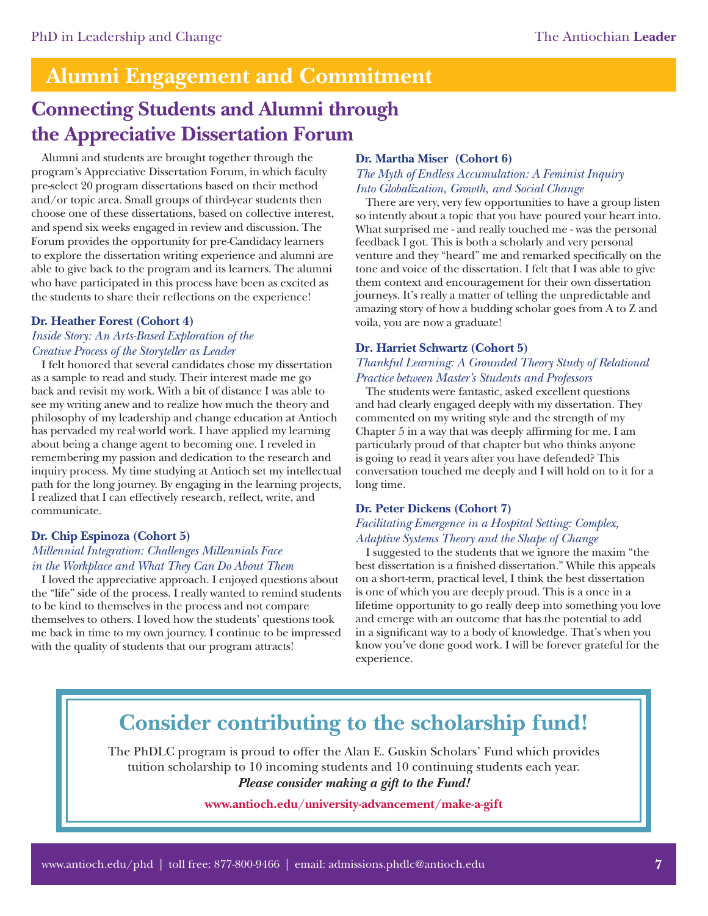# Alumni Engagement and Commitment

## Connecting Students and Alumni through the Appreciative Dissertation Forum

Alumni and students are brought together through the program's Appreciative Dissertation Forum, in which faculty pre-select 20 program dissertations based on their method and/or topic area. Small groups of third-year students then choose one of these dissertations, based on collective interest, and spend six weeks engaged in review and discussion. The Forum provides the opportunity for pre-Candidacy learners to explore the dissertation writing experience and alumni are able to give back to the program and its learners. The alumni who have participated in this process have been as excited as the students to share their reflections on the experience!

**Dr. Heather Forest (Cohort 4)**
*Inside Story: An Arts-Based Exploration of the Creative Process of the Storyteller as Leader*

I felt honored that several candidates chose my dissertation as a sample to read and study. Their interest made me go back and revisit my work. With a bit of distance I was able to see my writing anew and to realize how much the theory and philosophy of my leadership and change education at Antioch has pervaded my real world work. I have applied my learning about being a change agent to becoming one. I reveled in remembering my passion and dedication to the research and inquiry process. My time studying at Antioch set my intellectual path for the long journey. By engaging in the learning projects, I realized that I can effectively research, reflect, write, and communicate.

**Dr. Chip Espinoza (Cohort 5)**
*Millennial Integration: Challenges Millennials Face in the Workplace and What They Can Do About Them*

I loved the appreciative approach. I enjoyed questions about the "life" side of the process. I really wanted to remind students to be kind to themselves in the process and not compare themselves to others. I loved how the students' questions took me back in time to my own journey. I continue to be impressed with the quality of students that our program attracts!

**Dr. Martha Miser (Cohort 6)**
*The Myth of Endless Accumulation: A Feminist Inquiry Into Globalization, Growth, and Social Change*

There are very, very few opportunities to have a group listen so intently about a topic that you have poured your heart into. What surprised me - and really touched me - was the personal feedback I got. This is both a scholarly and very personal venture and they "heard" me and remarked specifically on the tone and voice of the dissertation. I felt that I was able to give them context and encouragement for their own dissertation journeys. It's really a matter of telling the unpredictable and amazing story of how a budding scholar goes from A to Z and voila, you are now a graduate!

**Dr. Harriet Schwartz (Cohort 5)**
*Thankful Learning: A Grounded Theory Study of Relational Practice between Master's Students and Professors*

The students were fantastic, asked excellent questions and had clearly engaged deeply with my dissertation. They commented on my writing style and the strength of my Chapter 5 in a way that was deeply affirming for me. I am particularly proud of that chapter but who thinks anyone is going to read it years after you have defended? This conversation touched me deeply and I will hold on to it for a long time.

**Dr. Peter Dickens (Cohort 7)**
*Facilitating Emergence in a Hospital Setting: Complex, Adaptive Systems Theory and the Shape of Change*

I suggested to the students that we ignore the maxim "the best dissertation is a finished dissertation." While this appeals on a short-term, practical level, I think the best dissertation is one of which you are deeply proud. This is a once in a lifetime opportunity to go really deep into something you love and emerge with an outcome that has the potential to add in a significant way to a body of knowledge. That's when you know you've done good work. I will be forever grateful for the experience.

## Consider contributing to the scholarship fund!

The PhDLC program is proud to offer the Alan E. Guskin Scholars' Fund which provides tuition scholarship to 10 incoming students and 10 continuing students each year.

***Please consider making a gift to the Fund!***

**www.antioch.edu/university-advancement/make-a-gift**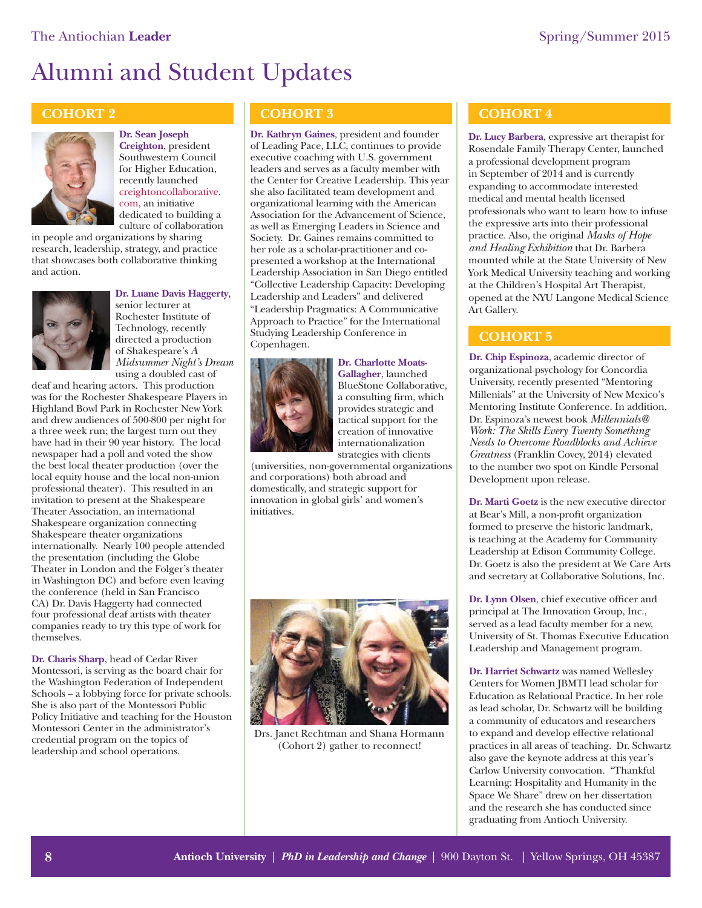# Alumni and Student Updates

## COHORT 2

**Dr. Sean Joseph Creighton**, president Southwestern Council for Higher Education, recently launched creightoncollaborative.com, an initiative dedicated to building a culture of collaboration in people and organizations by sharing research, leadership, strategy, and practice that showcases both collaborative thinking and action.

**Dr. Luane Davis Haggerty**, senior lecturer at Rochester Institute of Technology, recently directed a production of Shakespeare's *A Midsummer Night's Dream* using a doubled cast of deaf and hearing actors. This production was for the Rochester Shakespeare Players in Highland Bowl Park in Rochester New York and drew audiences of 500-800 per night for a three week run; the largest turn out they have had in their 90 year history. The local newspaper had a poll and voted the show the best local theater production (over the local equity house and the local non-union professional theater). This resulted in an invitation to present at the Shakespeare Theater Association, an international Shakespeare organization connecting Shakespeare theater organizations internationally. Nearly 100 people attended the presentation (including the Globe Theater in London and the Folger's theater in Washington DC) and before even leaving the conference (held in San Francisco CA) Dr. Davis Haggerty had connected four professional deaf artists with theater companies ready to try this type of work for themselves.

**Dr. Charis Sharp**, head of Cedar River Montessori, is serving as the board chair for the Washington Federation of Independent Schools – a lobbying force for private schools. She is also part of the Montessori Public Policy Initiative and teaching for the Houston Montessori Center in the administrator's credential program on the topics of leadership and school operations.

## COHORT 3

**Dr. Kathryn Gaines**, president and founder of Leading Pace, LLC, continues to provide executive coaching with U.S. government leaders and serves as a faculty member with the Center for Creative Leadership. This year she also facilitated team development and organizational learning with the American Association for the Advancement of Science, as well as Emerging Leaders in Science and Society. Dr. Gaines remains committed to her role as a scholar-practitioner and co-presented a workshop at the International Leadership Association in San Diego entitled "Collective Leadership Capacity: Developing Leadership and Leaders" and delivered "Leadership Pragmatics: A Communicative Approach to Practice" for the International Studying Leadership Conference in Copenhagen.

**Dr. Charlotte Moats-Gallagher**, launched BlueStone Collaborative, a consulting firm, which provides strategic and tactical support for the creation of innovative internationalization strategies with clients (universities, non-governmental organizations and corporations) both abroad and domestically, and strategic support for innovation in global girls' and women's initiatives.

Drs. Janet Rechtman and Shana Hormann (Cohort 2) gather to reconnect!

## COHORT 4

**Dr. Lucy Barbera**, expressive art therapist for Rosendale Family Therapy Center, launched a professional development program in September of 2014 and is currently expanding to accommodate interested medical and mental health licensed professionals who want to learn how to infuse the expressive arts into their professional practice. Also, the original *Masks of Hope and Healing Exhibition* that Dr. Barbera mounted while at the State University of New York Medical University teaching and working at the Children's Hospital Art Therapist, opened at the NYU Langone Medical Science Art Gallery.

## COHORT 5

**Dr. Chip Espinoza**, academic director of organizational psychology for Concordia University, recently presented "Mentoring Millenials" at the University of New Mexico's Mentoring Institute Conference. In addition, Dr. Espinoza's newest book *Millennials@ Work: The Skills Every Twenty Something Needs to Overcome Roadblocks and Achieve Greatness* (Franklin Covey, 2014) elevated to the number two spot on Kindle Personal Development upon release.

**Dr. Marti Goetz** is the new executive director at Bear's Mill, a non-profit organization formed to preserve the historic landmark, is teaching at the Academy for Community Leadership at Edison Community College. Dr. Goetz is also the president at We Care Arts and secretary at Collaborative Solutions, Inc.

**Dr. Lynn Olsen**, chief executive officer and principal at The Innovation Group, Inc., served as a lead faculty member for a new, University of St. Thomas Executive Education Leadership and Management program.

**Dr. Harriet Schwartz** was named Wellesley Centers for Women JBMTI lead scholar for Education as Relational Practice. In her role as lead scholar, Dr. Schwartz will be building a community of educators and researchers to expand and develop effective relational practices in all areas of teaching. Dr. Schwartz also gave the keynote address at this year's Carlow University convocation. "Thankful Learning: Hospitality and Humanity in the Space We Share" drew on her dissertation and the research she has conducted since graduating from Antioch University.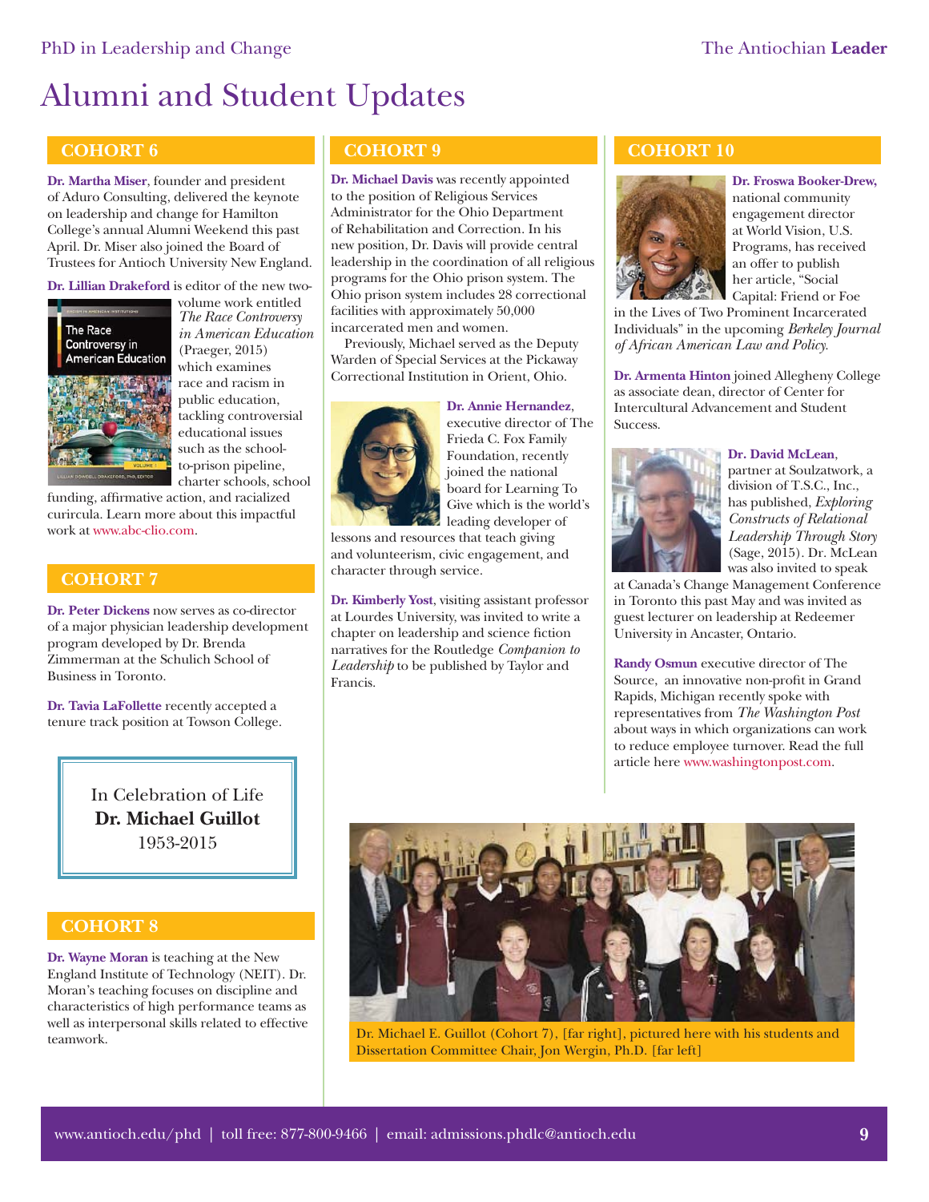# Alumni and Student Updates

## COHORT 6

**Dr. Martha Miser**, founder and president of Aduro Consulting, delivered the keynote on leadership and change for Hamilton College's annual Alumni Weekend this past April. Dr. Miser also joined the Board of Trustees for Antioch University New England.

**Dr. Lillian Drakeford** is editor of the new two-volume work entitled *The Race Controversy in American Education* (Praeger, 2015) which examines race and racism in public education, tackling controversial educational issues such as the school-to-prison pipeline, charter schools, school funding, affirmative action, and racialized curircula. Learn more about this impactful work at www.abc-clio.com.

## COHORT 7

**Dr. Peter Dickens** now serves as co-director of a major physician leadership development program developed by Dr. Brenda Zimmerman at the Schulich School of Business in Toronto.

**Dr. Tavia LaFollette** recently accepted a tenure track position at Towson College.

In Celebration of Life
**Dr. Michael Guillot**
1953-2015

## COHORT 8

**Dr. Wayne Moran** is teaching at the New England Institute of Technology (NEIT). Dr. Moran's teaching focuses on discipline and characteristics of high performance teams as well as interpersonal skills related to effective teamwork.

## COHORT 9

**Dr. Michael Davis** was recently appointed to the position of Religious Services Administrator for the Ohio Department of Rehabilitation and Correction. In his new position, Dr. Davis will provide central leadership in the coordination of all religious programs for the Ohio prison system. The Ohio prison system includes 28 correctional facilities with approximately 50,000 incarcerated men and women.

Previously, Michael served as the Deputy Warden of Special Services at the Pickaway Correctional Institution in Orient, Ohio.

**Dr. Annie Hernandez**, executive director of The Frieda C. Fox Family Foundation, recently joined the national board for Learning To Give which is the world's leading developer of lessons and resources that teach giving and volunteerism, civic engagement, and character through service.

**Dr. Kimberly Yost**, visiting assistant professor at Lourdes University, was invited to write a chapter on leadership and science fiction narratives for the Routledge *Companion to Leadership* to be published by Taylor and Francis.

## COHORT 10

**Dr. Froswa Booker-Drew,** national community engagement director at World Vision, U.S. Programs, has received an offer to publish her article, "Social Capital: Friend or Foe in the Lives of Two Prominent Incarcerated Individuals" in the upcoming *Berkeley Journal of African American Law and Policy.*

**Dr. Armenta Hinton** joined Allegheny College as associate dean, director of Center for Intercultural Advancement and Student Success.

**Dr. David McLean**, partner at Soulzatwork, a division of T.S.C., Inc., has published, *Exploring Constructs of Relational Leadership Through Story* (Sage, 2015). Dr. McLean was also invited to speak at Canada's Change Management Conference in Toronto this past May and was invited as guest lecturer on leadership at Redeemer University in Ancaster, Ontario.

**Randy Osmun** executive director of The Source, an innovative non-profit in Grand Rapids, Michigan recently spoke with representatives from *The Washington Post* about ways in which organizations can work to reduce employee turnover. Read the full article here www.washingtonpost.com.

Dr. Michael E. Guillot (Cohort 7), [far right], pictured here with his students and Dissertation Committee Chair, Jon Wergin, Ph.D. [far left]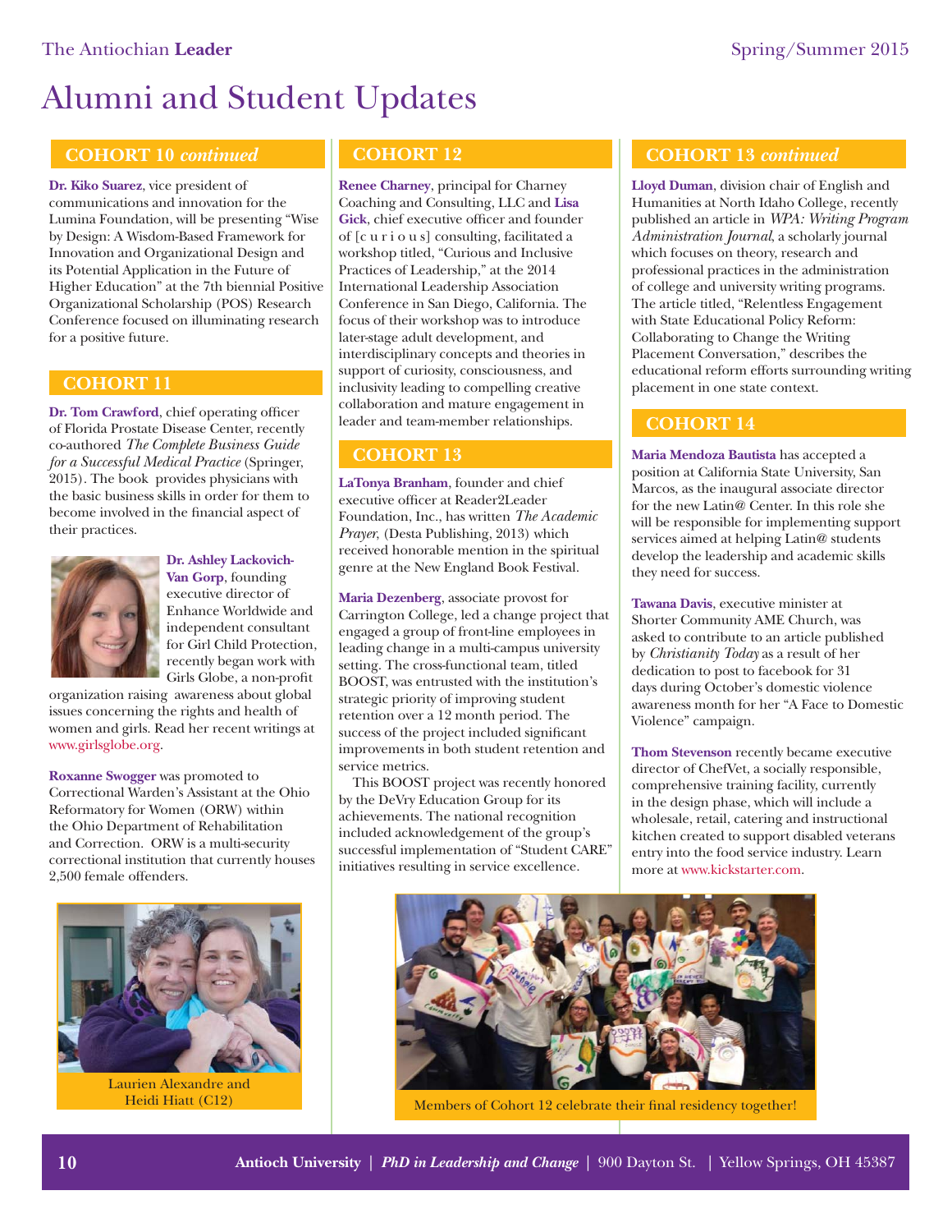# Alumni and Student Updates

## COHORT 10 *continued*

**Dr. Kiko Suarez**, vice president of communications and innovation for the Lumina Foundation, will be presenting "Wise by Design: A Wisdom-Based Framework for Innovation and Organizational Design and its Potential Application in the Future of Higher Education" at the 7th biennial Positive Organizational Scholarship (POS) Research Conference focused on illuminating research for a positive future.

## COHORT 11

**Dr. Tom Crawford**, chief operating officer of Florida Prostate Disease Center, recently co-authored *The Complete Business Guide for a Successful Medical Practice* (Springer, 2015). The book provides physicians with the basic business skills in order for them to become involved in the financial aspect of their practices.

**Dr. Ashley Lackovich-Van Gorp**, founding executive director of Enhance Worldwide and independent consultant for Girl Child Protection, recently began work with Girls Globe, a non-profit organization raising awareness about global issues concerning the rights and health of women and girls. Read her recent writings at www.girlsglobe.org.

**Roxanne Swogger** was promoted to Correctional Warden's Assistant at the Ohio Reformatory for Women (ORW) within the Ohio Department of Rehabilitation and Correction. ORW is a multi-security correctional institution that currently houses 2,500 female offenders.

Laurien Alexandre and Heidi Hiatt (C12)

## COHORT 12

**Renee Charney**, principal for Charney Coaching and Consulting, LLC and **Lisa Gick**, chief executive officer and founder of [c u r i o u s] consulting, facilitated a workshop titled, "Curious and Inclusive Practices of Leadership," at the 2014 International Leadership Association Conference in San Diego, California. The focus of their workshop was to introduce later-stage adult development, and interdisciplinary concepts and theories in support of curiosity, consciousness, and inclusivity leading to compelling creative collaboration and mature engagement in leader and team-member relationships.

## COHORT 13

**LaTonya Branham**, founder and chief executive officer at Reader2Leader Foundation, Inc., has written *The Academic Prayer*, (Desta Publishing, 2013) which received honorable mention in the spiritual genre at the New England Book Festival.

**Maria Dezenberg**, associate provost for Carrington College, led a change project that engaged a group of front-line employees in leading change in a multi-campus university setting. The cross-functional team, titled BOOST, was entrusted with the institution's strategic priority of improving student retention over a 12 month period. The success of the project included significant improvements in both student retention and service metrics.

This BOOST project was recently honored by the DeVry Education Group for its achievements. The national recognition included acknowledgement of the group's successful implementation of "Student CARE" initiatives resulting in service excellence.

Members of Cohort 12 celebrate their final residency together!

## COHORT 13 *continued*

**Lloyd Duman**, division chair of English and Humanities at North Idaho College, recently published an article in *WPA: Writing Program Administration Journal*, a scholarly journal which focuses on theory, research and professional practices in the administration of college and university writing programs. The article titled, "Relentless Engagement with State Educational Policy Reform: Collaborating to Change the Writing Placement Conversation," describes the educational reform efforts surrounding writing placement in one state context.

## COHORT 14

**Maria Mendoza Bautista** has accepted a position at California State University, San Marcos, as the inaugural associate director for the new Latin@ Center. In this role she will be responsible for implementing support services aimed at helping Latin@ students develop the leadership and academic skills they need for success.

**Tawana Davis**, executive minister at Shorter Community AME Church, was asked to contribute to an article published by *Christianity Today* as a result of her dedication to post to facebook for 31 days during October's domestic violence awareness month for her "A Face to Domestic Violence" campaign.

**Thom Stevenson** recently became executive director of ChefVet, a socially responsible, comprehensive training facility, currently in the design phase, which will include a wholesale, retail, catering and instructional kitchen created to support disabled veterans entry into the food service industry. Learn more at www.kickstarter.com.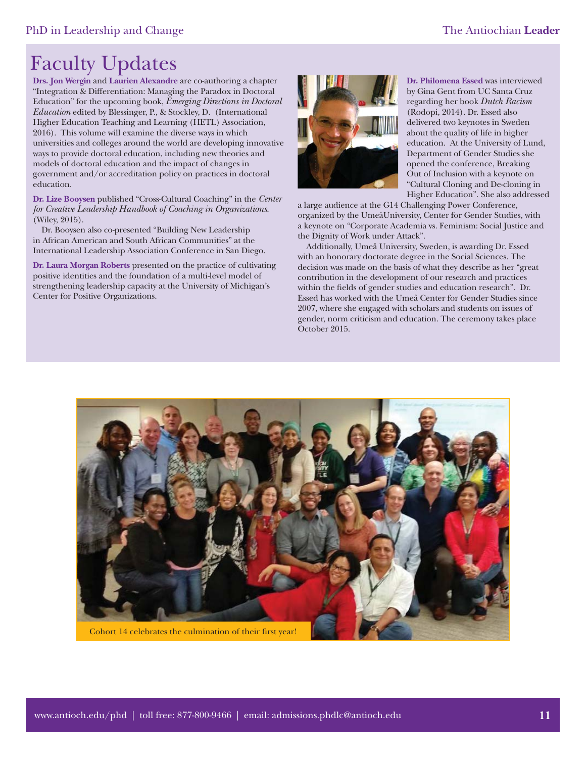# Faculty Updates

**Drs. Jon Wergin** and **Laurien Alexandre** are co-authoring a chapter "Integration & Differentiation: Managing the Paradox in Doctoral Education" for the upcoming book, *Emerging Directions in Doctoral Education* edited by Blessinger, P., & Stockley, D. (International Higher Education Teaching and Learning (HETL) Association, 2016). This volume will examine the diverse ways in which universities and colleges around the world are developing innovative ways to provide doctoral education, including new theories and models of doctoral education and the impact of changes in government and/or accreditation policy on practices in doctoral education.

**Dr. Lize Booysen** published "Cross-Cultural Coaching" in the *Center for Creative Leadership Handbook of Coaching in Organizations.* (Wiley, 2015).

Dr. Booysen also co-presented "Building New Leadership in African American and South African Communities" at the International Leadership Association Conference in San Diego.

**Dr. Laura Morgan Roberts** presented on the practice of cultivating positive identities and the foundation of a multi-level model of strengthening leadership capacity at the University of Michigan's Center for Positive Organizations.

**Dr. Philomena Essed** was interviewed by Gina Gent from UC Santa Cruz regarding her book *Dutch Racism* (Rodopi, 2014). Dr. Essed also delivered two keynotes in Sweden about the quality of life in higher education. At the University of Lund, Department of Gender Studies she opened the conference, Breaking Out of Inclusion with a keynote on "Cultural Cloning and De-cloning in Higher Education". She also addressed a large audience at the G14 Challenging Power Conference, organized by the UmeåUniversity, Center for Gender Studies, with a keynote on "Corporate Academia vs. Feminism: Social Justice and the Dignity of Work under Attack".

Additionally, Umeå University, Sweden, is awarding Dr. Essed with an honorary doctorate degree in the Social Sciences. The decision was made on the basis of what they describe as her "great contribution in the development of our research and practices within the fields of gender studies and education research". Dr. Essed has worked with the Umeå Center for Gender Studies since 2007, where she engaged with scholars and students on issues of gender, norm criticism and education. The ceremony takes place October 2015.

Cohort 14 celebrates the culmination of their first year!

www.antioch.edu/phd | toll free: 877-800-9466 | email: admissions.phdlc@antioch.edu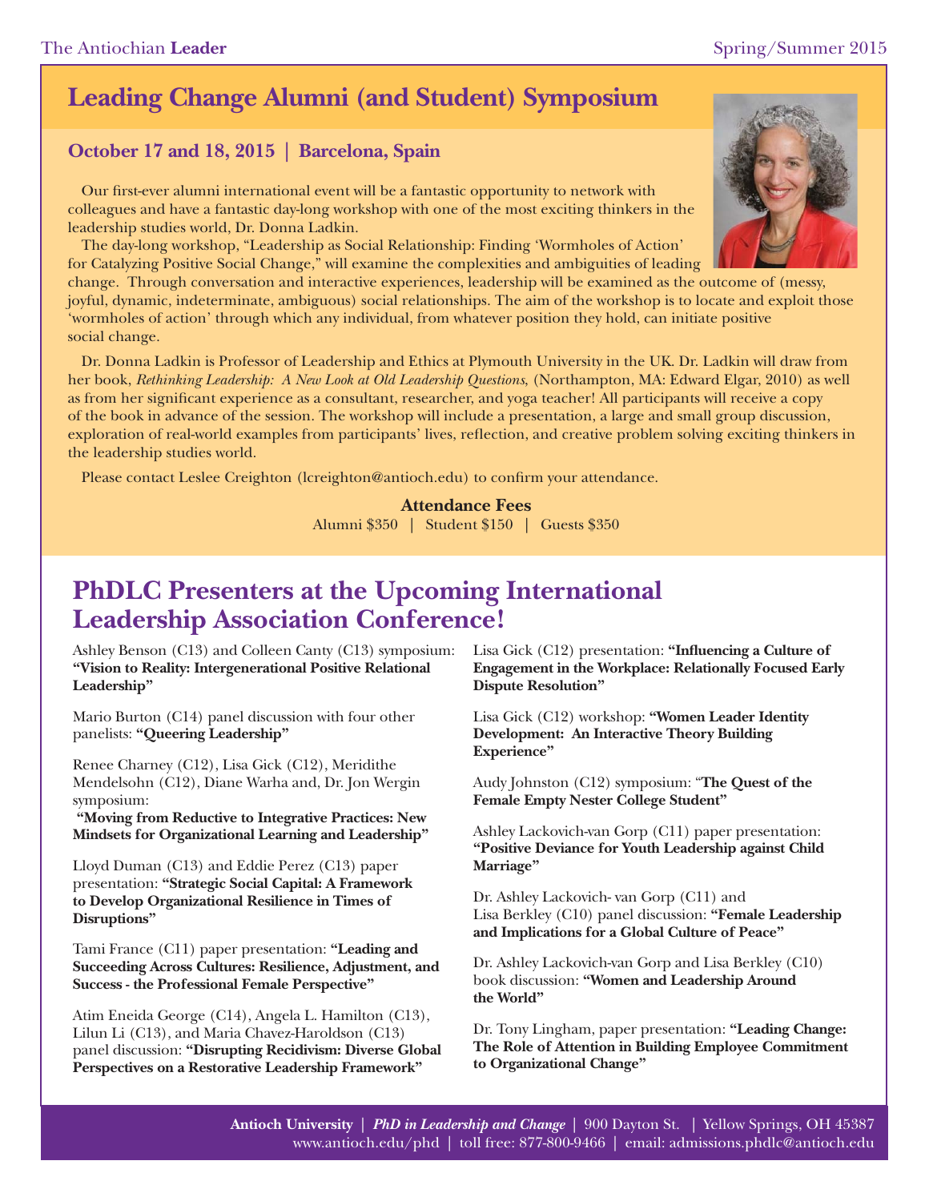## Leading Change Alumni (and Student) Symposium

### October 17 and 18, 2015 | Barcelona, Spain

Our first-ever alumni international event will be a fantastic opportunity to network with colleagues and have a fantastic day-long workshop with one of the most exciting thinkers in the leadership studies world, Dr. Donna Ladkin.

The day-long workshop, "Leadership as Social Relationship: Finding 'Wormholes of Action' for Catalyzing Positive Social Change," will examine the complexities and ambiguities of leading change. Through conversation and interactive experiences, leadership will be examined as the outcome of (messy, joyful, dynamic, indeterminate, ambiguous) social relationships. The aim of the workshop is to locate and exploit those 'wormholes of action' through which any individual, from whatever position they hold, can initiate positive social change.

Dr. Donna Ladkin is Professor of Leadership and Ethics at Plymouth University in the UK. Dr. Ladkin will draw from her book, *Rethinking Leadership: A New Look at Old Leadership Questions*, (Northampton, MA: Edward Elgar, 2010) as well as from her significant experience as a consultant, researcher, and yoga teacher! All participants will receive a copy of the book in advance of the session. The workshop will include a presentation, a large and small group discussion, exploration of real-world examples from participants' lives, reflection, and creative problem solving exciting thinkers in the leadership studies world.

Please contact Leslee Creighton (lcreighton@antioch.edu) to confirm your attendance.

**Attendance Fees**

Alumni $350 | Student $150 | Guests $350

## PhDLC Presenters at the Upcoming International Leadership Association Conference!

Ashley Benson (C13) and Colleen Canty (C13) symposium: **"Vision to Reality: Intergenerational Positive Relational Leadership"**

Mario Burton (C14) panel discussion with four other panelists: **"Queering Leadership"**

Renee Charney (C12), Lisa Gick (C12), Meridithe Mendelsohn (C12), Diane Warha and, Dr. Jon Wergin symposium: **"Moving from Reductive to Integrative Practices: New Mindsets for Organizational Learning and Leadership"**

Lloyd Duman (C13) and Eddie Perez (C13) paper presentation: **"Strategic Social Capital: A Framework to Develop Organizational Resilience in Times of Disruptions"**

Tami France (C11) paper presentation: **"Leading and Succeeding Across Cultures: Resilience, Adjustment, and Success - the Professional Female Perspective"**

Atim Eneida George (C14), Angela L. Hamilton (C13), Lilun Li (C13), and Maria Chavez-Haroldson (C13) panel discussion: **"Disrupting Recidivism: Diverse Global Perspectives on a Restorative Leadership Framework"**

Lisa Gick (C12) presentation: **"Influencing a Culture of Engagement in the Workplace: Relationally Focused Early Dispute Resolution"**

Lisa Gick (C12) workshop: **"Women Leader Identity Development: An Interactive Theory Building Experience"**

Audy Johnston (C12) symposium: "**The Quest of the Female Empty Nester College Student"**

Ashley Lackovich-van Gorp (C11) paper presentation: **"Positive Deviance for Youth Leadership against Child Marriage"**

Dr. Ashley Lackovich- van Gorp (C11) and Lisa Berkley (C10) panel discussion: **"Female Leadership and Implications for a Global Culture of Peace"**

Dr. Ashley Lackovich-van Gorp and Lisa Berkley (C10) book discussion: **"Women and Leadership Around the World"**

Dr. Tony Lingham, paper presentation: **"Leading Change: The Role of Attention in Building Employee Commitment to Organizational Change"**

**Antioch University** | ***PhD in Leadership and Change*** | 900 Dayton St. | Yellow Springs, OH 45387
www.antioch.edu/phd | toll free: 877-800-9466 | email: admissions.phdlc@antioch.edu